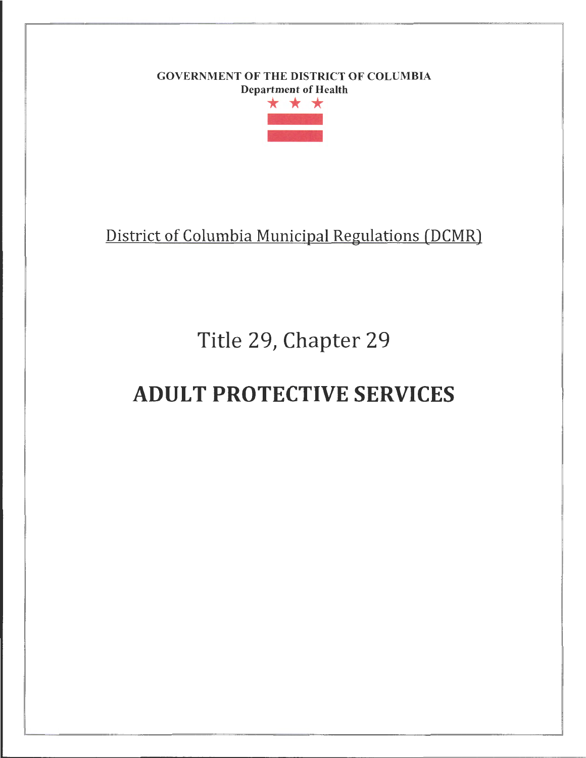GOVERNMENT OF THE DISTRICT OF COLUMBIA
**Department of Health**

District of Columbia Municipal Regulations (DCMR)

# Title 29, Chapter 29

# ADULT PROTECTIVE SERVICES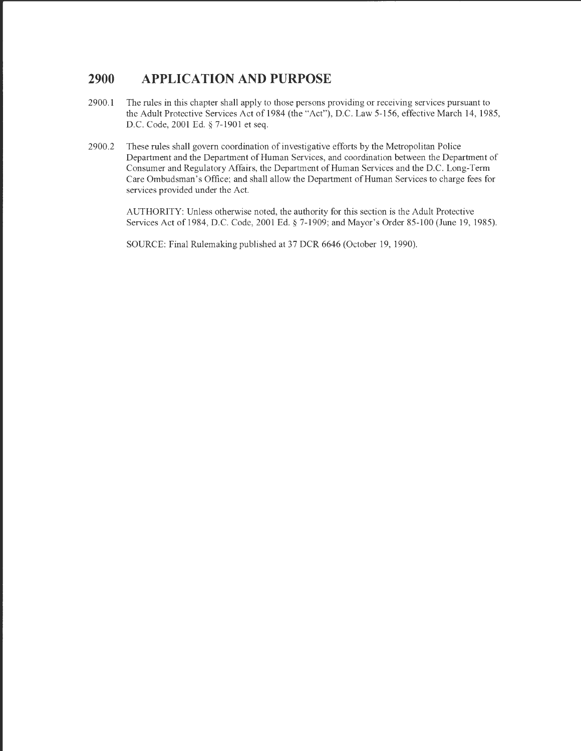# 2900 APPLICATION AND PURPOSE

2900.1 The rules in this chapter shall apply to those persons providing or receiving services pursuant to the Adult Protective Services Act of 1984 (the "Act"), D.C. Law 5-156, effective March 14, 1985, D.C. Code, 2001 Ed. § 7-1901 et seq.

2900.2 These rules shall govern coordination of investigative efforts by the Metropolitan Police Department and the Department of Human Services, and coordination between the Department of Consumer and Regulatory Affairs, the Department of Human Services and the D.C. Long-Term Care Ombudsman's Office; and shall allow the Department of Human Services to charge fees for services provided under the Act.

AUTHORITY: Unless otherwise noted, the authority for this section is the Adult Protective Services Act of 1984, D.C. Code, 2001 Ed. § 7-1909; and Mayor's Order 85-100 (June 19, 1985).

SOURCE: Final Rulemaking published at 37 DCR 6646 (October 19, 1990).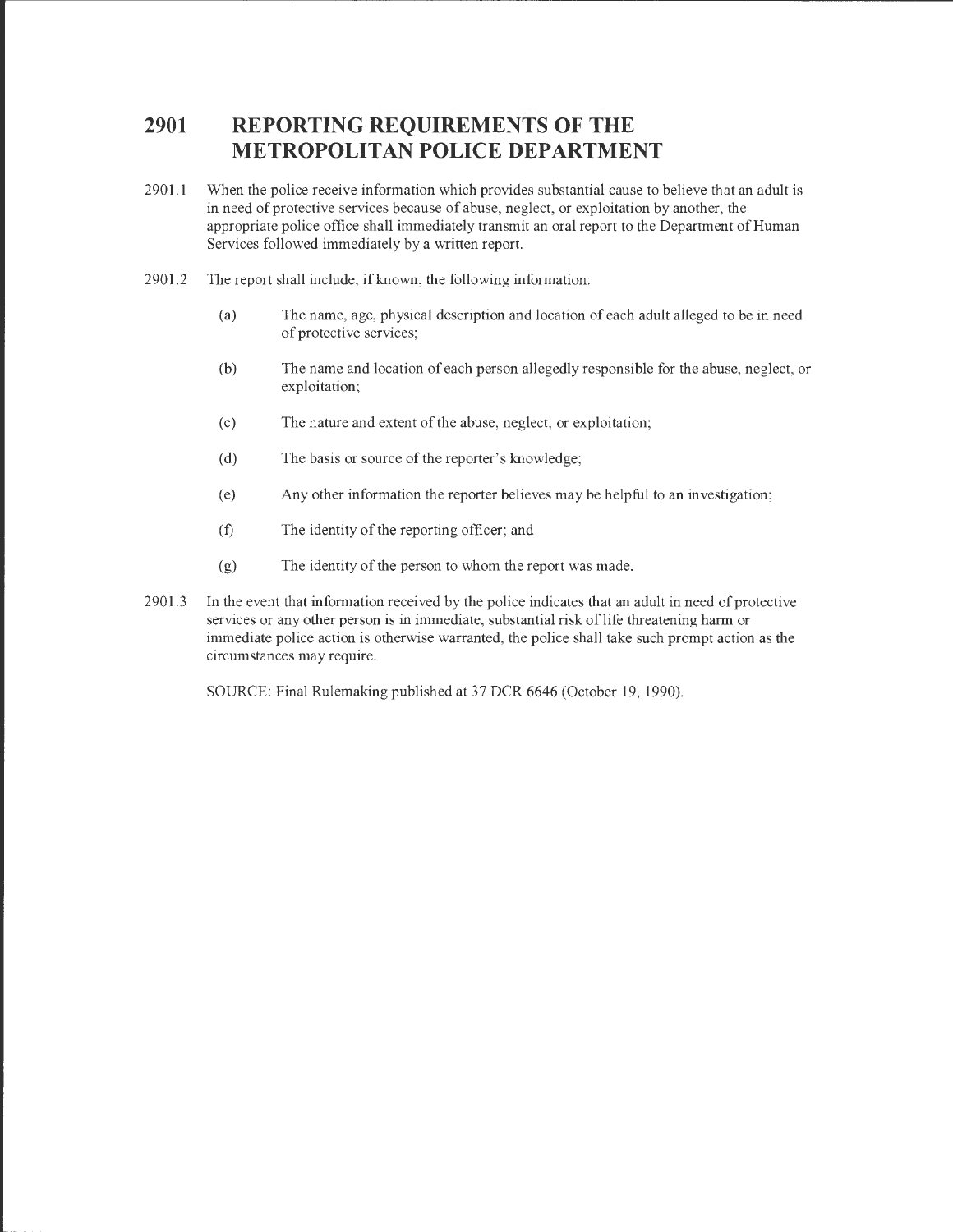# 2901 REPORTING REQUIREMENTS OF THE METROPOLITAN POLICE DEPARTMENT

2901.1 When the police receive information which provides substantial cause to believe that an adult is in need of protective services because of abuse, neglect, or exploitation by another, the appropriate police office shall immediately transmit an oral report to the Department of Human Services followed immediately by a written report.

2901.2 The report shall include, if known, the following information:

- (a) The name, age, physical description and location of each adult alleged to be in need of protective services;
- (b) The name and location of each person allegedly responsible for the abuse, neglect, or exploitation;
- (c) The nature and extent of the abuse, neglect, or exploitation;
- (d) The basis or source of the reporter's knowledge;
- (e) Any other information the reporter believes may be helpful to an investigation;
- (f) The identity of the reporting officer; and
- (g) The identity of the person to whom the report was made.

2901.3 In the event that information received by the police indicates that an adult in need of protective services or any other person is in immediate, substantial risk of life threatening harm or immediate police action is otherwise warranted, the police shall take such prompt action as the circumstances may require.

SOURCE: Final Rulemaking published at 37 DCR 6646 (October 19, 1990).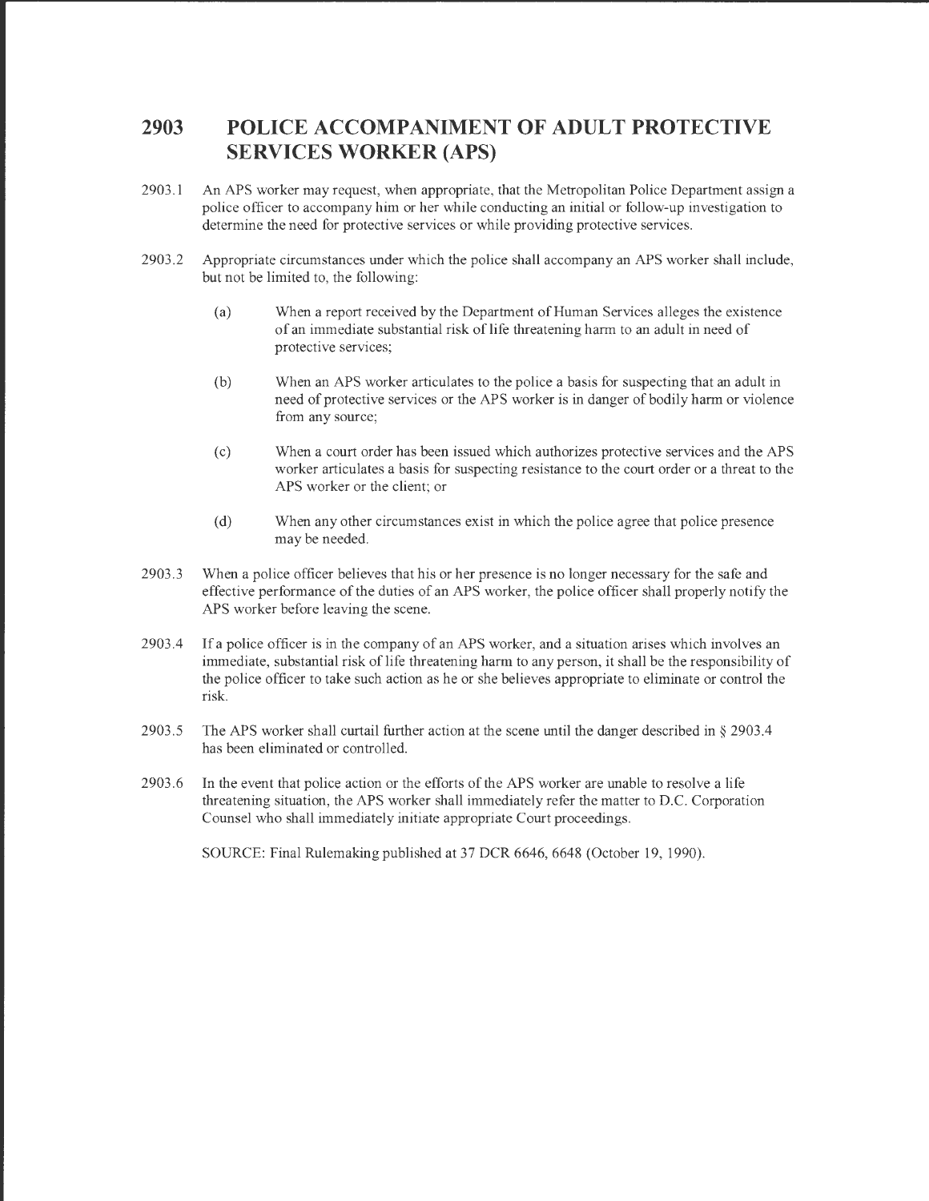## 2903 POLICE ACCOMPANIMENT OF ADULT PROTECTIVE SERVICES WORKER (APS)

2903.1 An APS worker may request, when appropriate, that the Metropolitan Police Department assign a police officer to accompany him or her while conducting an initial or follow-up investigation to determine the need for protective services or while providing protective services.

2903.2 Appropriate circumstances under which the police shall accompany an APS worker shall include, but not be limited to, the following:

(a) When a report received by the Department of Human Services alleges the existence of an immediate substantial risk of life threatening harm to an adult in need of protective services;

(b) When an APS worker articulates to the police a basis for suspecting that an adult in need of protective services or the APS worker is in danger of bodily harm or violence from any source;

(c) When a court order has been issued which authorizes protective services and the APS worker articulates a basis for suspecting resistance to the court order or a threat to the APS worker or the client; or

(d) When any other circumstances exist in which the police agree that police presence may be needed.

2903.3 When a police officer believes that his or her presence is no longer necessary for the safe and effective performance of the duties of an APS worker, the police officer shall properly notify the APS worker before leaving the scene.

2903.4 If a police officer is in the company of an APS worker, and a situation arises which involves an immediate, substantial risk of life threatening harm to any person, it shall be the responsibility of the police officer to take such action as he or she believes appropriate to eliminate or control the risk.

2903.5 The APS worker shall curtail further action at the scene until the danger described in § 2903.4 has been eliminated or controlled.

2903.6 In the event that police action or the efforts of the APS worker are unable to resolve a life threatening situation, the APS worker shall immediately refer the matter to D.C. Corporation Counsel who shall immediately initiate appropriate Court proceedings.

SOURCE: Final Rulemaking published at 37 DCR 6646, 6648 (October 19, 1990).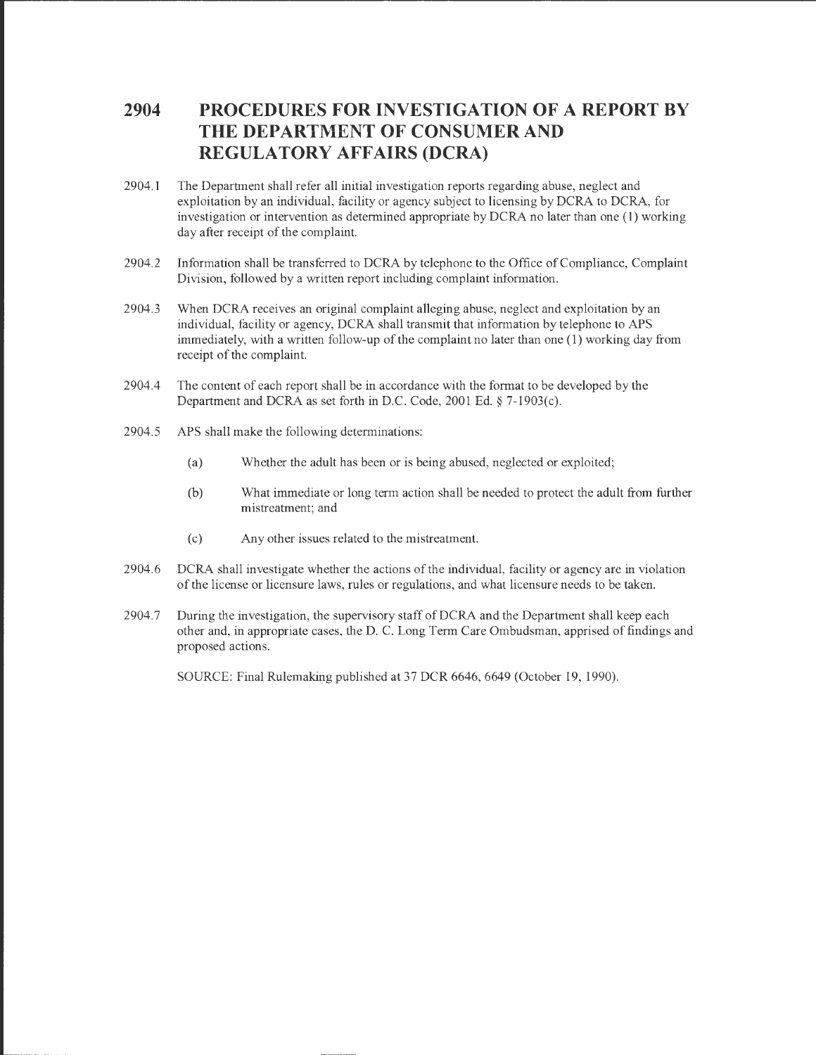# 2904 PROCEDURES FOR INVESTIGATION OF A REPORT BY THE DEPARTMENT OF CONSUMER AND REGULATORY AFFAIRS (DCRA)

2904.1 The Department shall refer all initial investigation reports regarding abuse, neglect and exploitation by an individual, facility or agency subject to licensing by DCRA to DCRA, for investigation or intervention as determined appropriate by DCRA no later than one (1) working day after receipt of the complaint.

2904.2 Information shall be transferred to DCRA by telephone to the Office of Compliance, Complaint Division, followed by a written report including complaint information.

2904.3 When DCRA receives an original complaint alleging abuse, neglect and exploitation by an individual, facility or agency, DCRA shall transmit that information by telephone to APS immediately, with a written follow-up of the complaint no later than one (1) working day from receipt of the complaint.

2904.4 The content of each report shall be in accordance with the format to be developed by the Department and DCRA as set forth in D.C. Code, 2001 Ed. § 7-1903(c).

2904.5 APS shall make the following determinations:

- (a) Whether the adult has been or is being abused, neglected or exploited;
- (b) What immediate or long term action shall be needed to protect the adult from further mistreatment; and
- (c) Any other issues related to the mistreatment.

2904.6 DCRA shall investigate whether the actions of the individual, facility or agency are in violation of the license or licensure laws, rules or regulations, and what licensure needs to be taken.

2904.7 During the investigation, the supervisory staff of DCRA and the Department shall keep each other and, in appropriate cases, the D. C. Long Term Care Ombudsman, apprised of findings and proposed actions.

SOURCE: Final Rulemaking published at 37 DCR 6646, 6649 (October 19, 1990).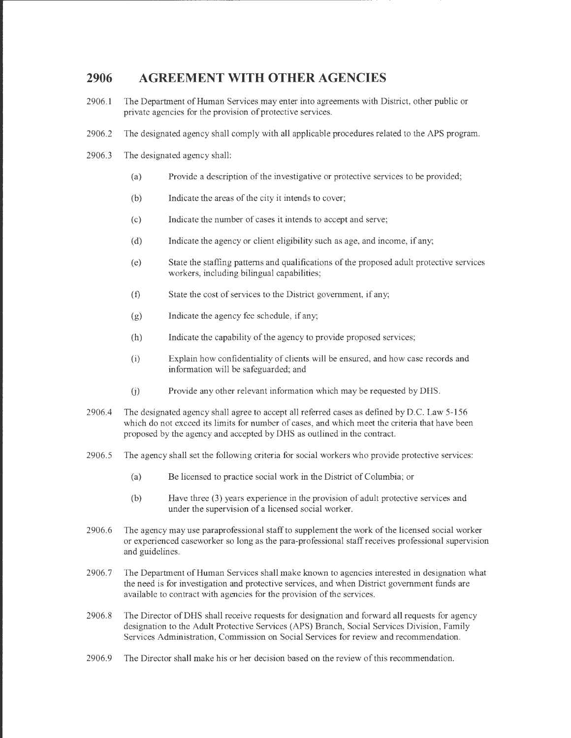# 2906 AGREEMENT WITH OTHER AGENCIES

2906.1 The Department of Human Services may enter into agreements with District, other public or private agencies for the provision of protective services.

2906.2 The designated agency shall comply with all applicable procedures related to the APS program.

2906.3 The designated agency shall:

(a) Provide a description of the investigative or protective services to be provided;

(b) Indicate the areas of the city it intends to cover;

(c) Indicate the number of cases it intends to accept and serve;

(d) Indicate the agency or client eligibility such as age, and income, if any;

(e) State the staffing patterns and qualifications of the proposed adult protective services workers, including bilingual capabilities;

(f) State the cost of services to the District government, if any;

(g) Indicate the agency fee schedule, if any;

(h) Indicate the capability of the agency to provide proposed services;

(i) Explain how confidentiality of clients will be ensured, and how case records and information will be safeguarded; and

(j) Provide any other relevant information which may be requested by DHS.

2906.4 The designated agency shall agree to accept all referred cases as defined by D.C. Law 5-156 which do not exceed its limits for number of cases, and which meet the criteria that have been proposed by the agency and accepted by DHS as outlined in the contract.

2906.5 The agency shall set the following criteria for social workers who provide protective services:

(a) Be licensed to practice social work in the District of Columbia; or

(b) Have three (3) years experience in the provision of adult protective services and under the supervision of a licensed social worker.

2906.6 The agency may use paraprofessional staff to supplement the work of the licensed social worker or experienced caseworker so long as the para-professional staff receives professional supervision and guidelines.

2906.7 The Department of Human Services shall make known to agencies interested in designation what the need is for investigation and protective services, and when District government funds are available to contract with agencies for the provision of the services.

2906.8 The Director of DHS shall receive requests for designation and forward all requests for agency designation to the Adult Protective Services (APS) Branch, Social Services Division, Family Services Administration, Commission on Social Services for review and recommendation.

2906.9 The Director shall make his or her decision based on the review of this recommendation.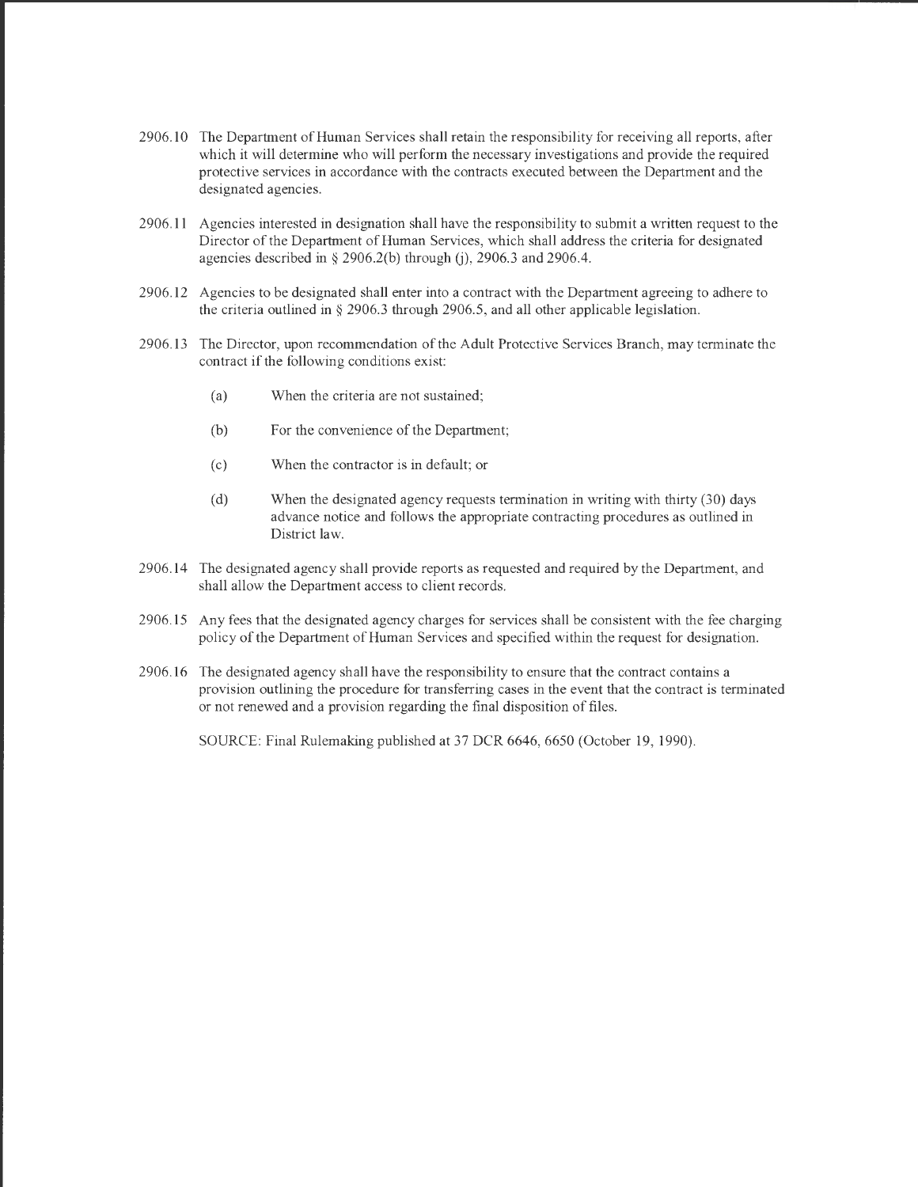2906.10 The Department of Human Services shall retain the responsibility for receiving all reports, after which it will determine who will perform the necessary investigations and provide the required protective services in accordance with the contracts executed between the Department and the designated agencies.

2906.11 Agencies interested in designation shall have the responsibility to submit a written request to the Director of the Department of Human Services, which shall address the criteria for designated agencies described in § 2906.2(b) through (j), 2906.3 and 2906.4.

2906.12 Agencies to be designated shall enter into a contract with the Department agreeing to adhere to the criteria outlined in § 2906.3 through 2906.5, and all other applicable legislation.

2906.13 The Director, upon recommendation of the Adult Protective Services Branch, may terminate the contract if the following conditions exist:

- (a) When the criteria are not sustained;
- (b) For the convenience of the Department;
- (c) When the contractor is in default; or
- (d) When the designated agency requests termination in writing with thirty (30) days advance notice and follows the appropriate contracting procedures as outlined in District law.

2906.14 The designated agency shall provide reports as requested and required by the Department, and shall allow the Department access to client records.

2906.15 Any fees that the designated agency charges for services shall be consistent with the fee charging policy of the Department of Human Services and specified within the request for designation.

2906.16 The designated agency shall have the responsibility to ensure that the contract contains a provision outlining the procedure for transferring cases in the event that the contract is terminated or not renewed and a provision regarding the final disposition of files.

SOURCE: Final Rulemaking published at 37 DCR 6646, 6650 (October 19, 1990).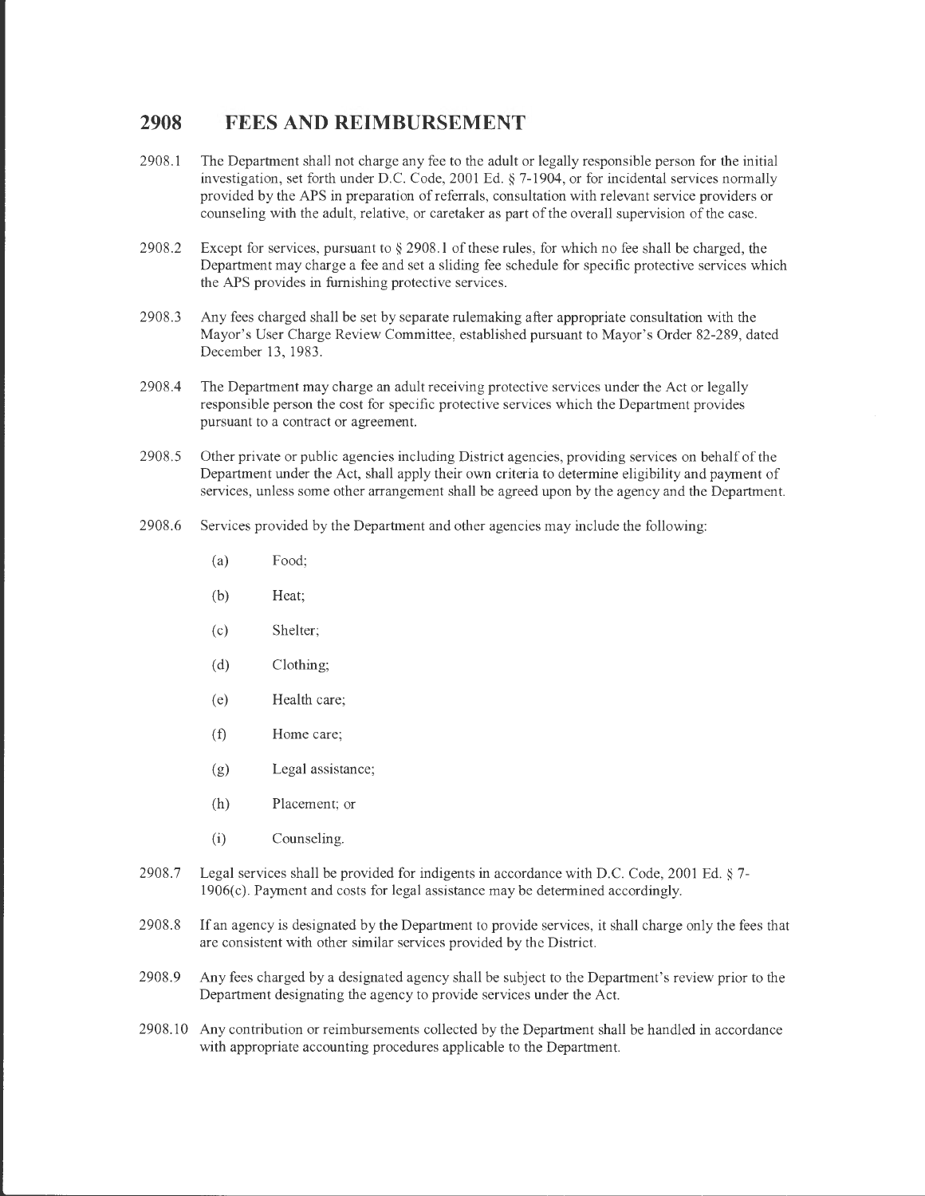## 2908 FEES AND REIMBURSEMENT

2908.1 The Department shall not charge any fee to the adult or legally responsible person for the initial investigation, set forth under D.C. Code, 2001 Ed. § 7-1904, or for incidental services normally provided by the APS in preparation of referrals, consultation with relevant service providers or counseling with the adult, relative, or caretaker as part of the overall supervision of the case.

2908.2 Except for services, pursuant to § 2908.1 of these rules, for which no fee shall be charged, the Department may charge a fee and set a sliding fee schedule for specific protective services which the APS provides in furnishing protective services.

2908.3 Any fees charged shall be set by separate rulemaking after appropriate consultation with the Mayor's User Charge Review Committee, established pursuant to Mayor's Order 82-289, dated December 13, 1983.

2908.4 The Department may charge an adult receiving protective services under the Act or legally responsible person the cost for specific protective services which the Department provides pursuant to a contract or agreement.

2908.5 Other private or public agencies including District agencies, providing services on behalf of the Department under the Act, shall apply their own criteria to determine eligibility and payment of services, unless some other arrangement shall be agreed upon by the agency and the Department.

2908.6 Services provided by the Department and other agencies may include the following:

- (a) Food;
- (b) Heat;
- (c) Shelter;
- (d) Clothing;
- (e) Health care;
- (f) Home care;
- (g) Legal assistance;
- (h) Placement; or
- (i) Counseling.

2908.7 Legal services shall be provided for indigents in accordance with D.C. Code, 2001 Ed. § 7-1906(c). Payment and costs for legal assistance may be determined accordingly.

2908.8 If an agency is designated by the Department to provide services, it shall charge only the fees that are consistent with other similar services provided by the District.

2908.9 Any fees charged by a designated agency shall be subject to the Department's review prior to the Department designating the agency to provide services under the Act.

2908.10 Any contribution or reimbursements collected by the Department shall be handled in accordance with appropriate accounting procedures applicable to the Department.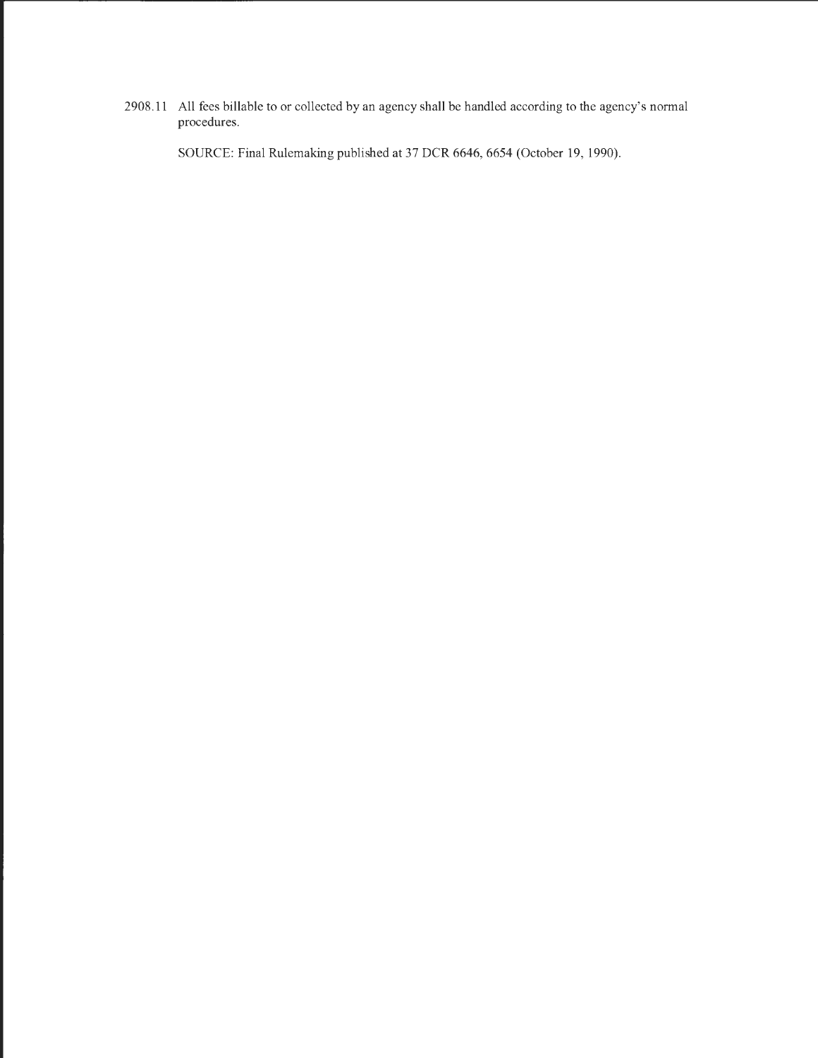2908.11 All fees billable to or collected by an agency shall be handled according to the agency's normal procedures.

SOURCE: Final Rulemaking published at 37 DCR 6646, 6654 (October 19, 1990).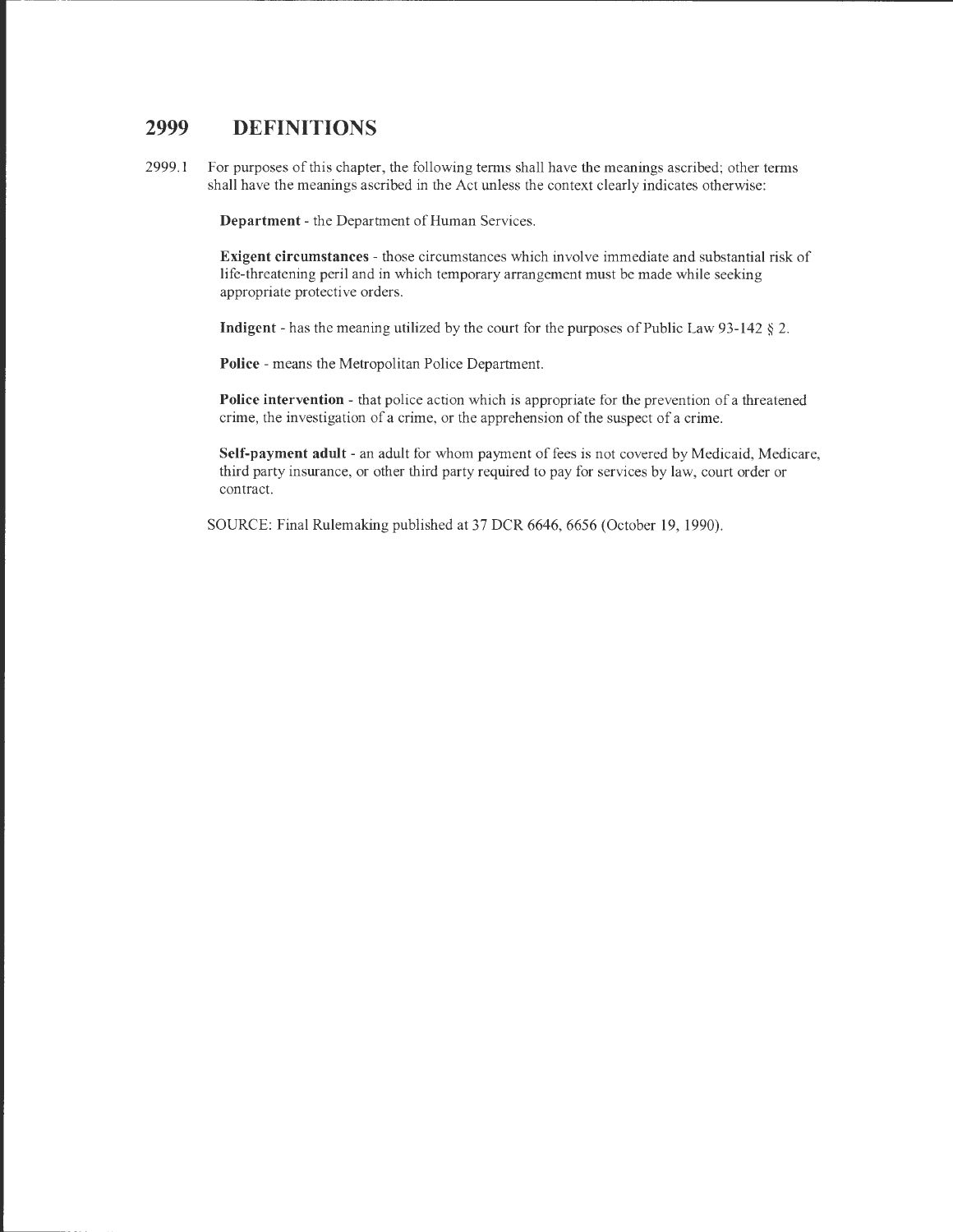## 2999 DEFINITIONS

2999.1 For purposes of this chapter, the following terms shall have the meanings ascribed; other terms shall have the meanings ascribed in the Act unless the context clearly indicates otherwise:

**Department** - the Department of Human Services.

**Exigent circumstances** - those circumstances which involve immediate and substantial risk of life-threatening peril and in which temporary arrangement must be made while seeking appropriate protective orders.

**Indigent** - has the meaning utilized by the court for the purposes of Public Law 93-142 § 2.

**Police** - means the Metropolitan Police Department.

**Police intervention** - that police action which is appropriate for the prevention of a threatened crime, the investigation of a crime, or the apprehension of the suspect of a crime.

**Self-payment adult** - an adult for whom payment of fees is not covered by Medicaid, Medicare, third party insurance, or other third party required to pay for services by law, court order or contract.

SOURCE: Final Rulemaking published at 37 DCR 6646, 6656 (October 19, 1990).